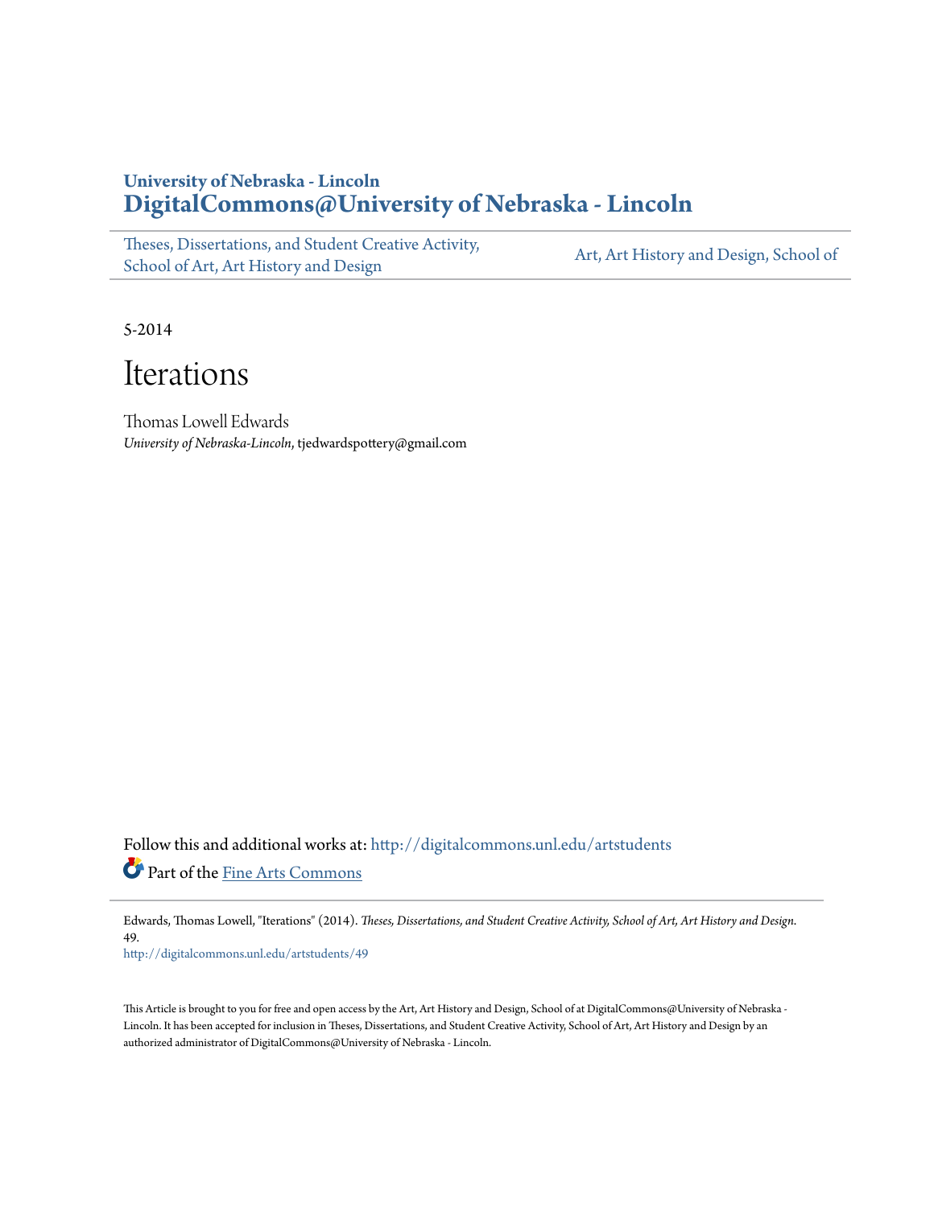**University of Nebraska - Lincoln**
**DigitalCommons@University of Nebraska - Lincoln**

Theses, Dissertations, and Student Creative Activity, School of Art, Art History and Design | Art, Art History and Design, School of

5-2014

# Iterations

Thomas Lowell Edwards
*University of Nebraska-Lincoln*, tjedwardspottery@gmail.com

Follow this and additional works at: http://digitalcommons.unl.edu/artstudents

Part of the Fine Arts Commons

Edwards, Thomas Lowell, "Iterations" (2014). *Theses, Dissertations, and Student Creative Activity, School of Art, Art History and Design*. 49.
http://digitalcommons.unl.edu/artstudents/49

This Article is brought to you for free and open access by the Art, Art History and Design, School of at DigitalCommons@University of Nebraska - Lincoln. It has been accepted for inclusion in Theses, Dissertations, and Student Creative Activity, School of Art, Art History and Design by an authorized administrator of DigitalCommons@University of Nebraska - Lincoln.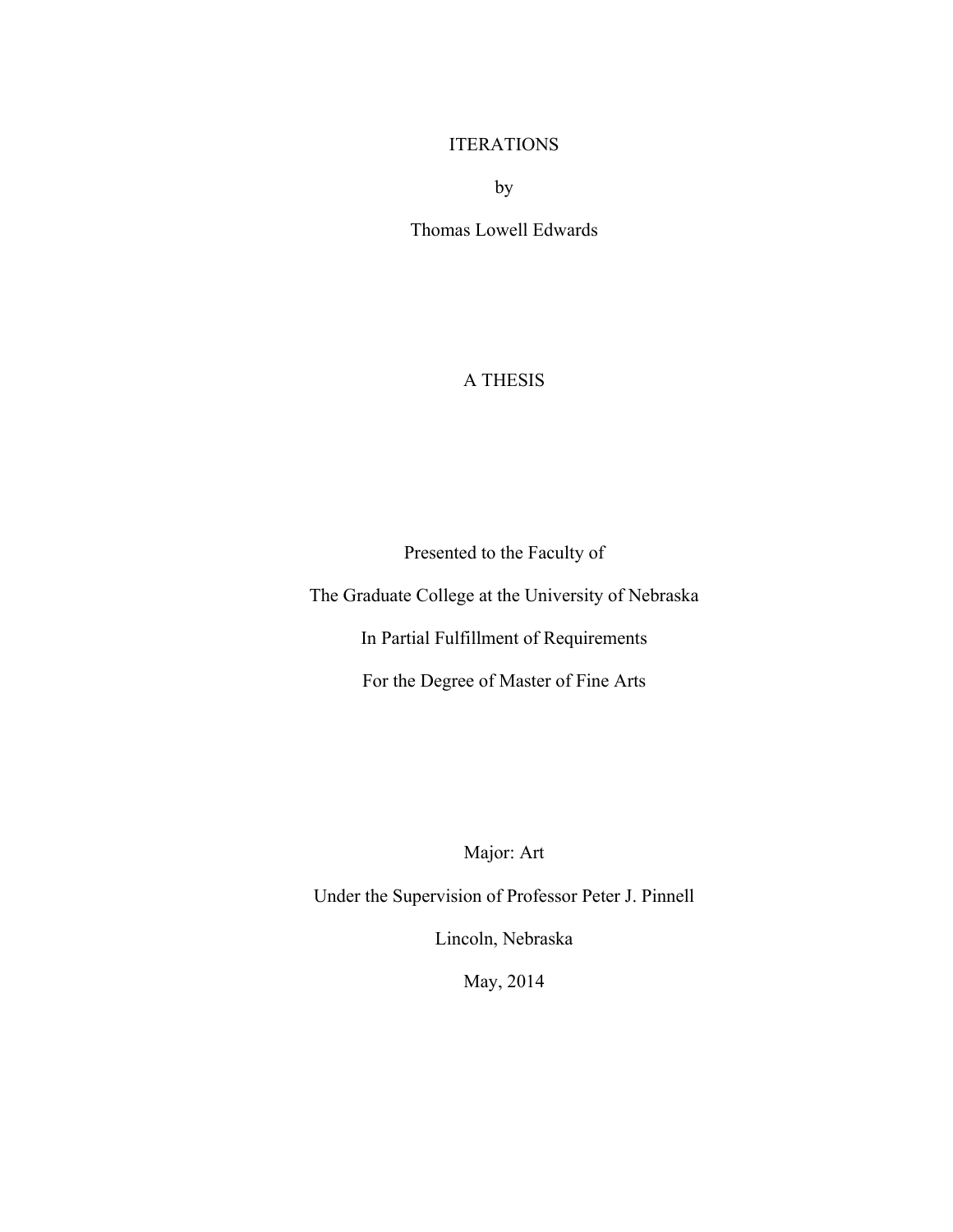# ITERATIONS

by

Thomas Lowell Edwards

A THESIS

Presented to the Faculty of

The Graduate College at the University of Nebraska

In Partial Fulfillment of Requirements

For the Degree of Master of Fine Arts

Major: Art

Under the Supervision of Professor Peter J. Pinnell

Lincoln, Nebraska

May, 2014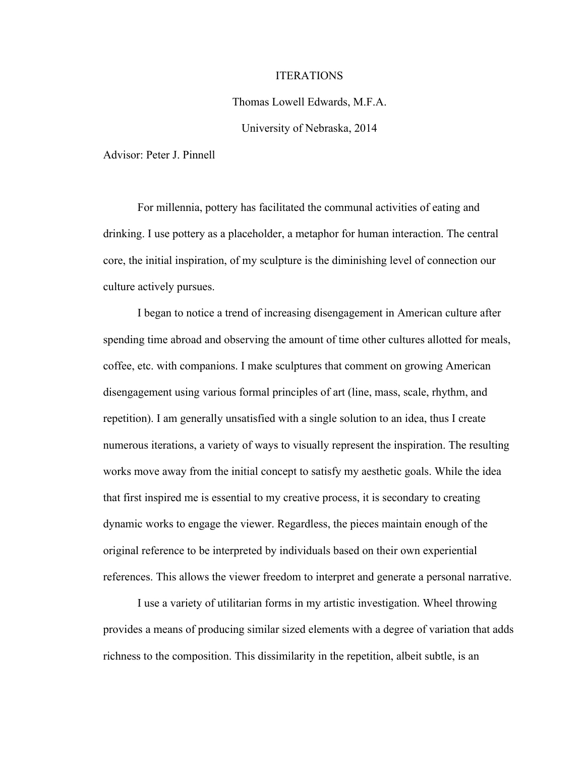# ITERATIONS

Thomas Lowell Edwards, M.F.A.

University of Nebraska, 2014

Advisor: Peter J. Pinnell

For millennia, pottery has facilitated the communal activities of eating and drinking. I use pottery as a placeholder, a metaphor for human interaction. The central core, the initial inspiration, of my sculpture is the diminishing level of connection our culture actively pursues.

I began to notice a trend of increasing disengagement in American culture after spending time abroad and observing the amount of time other cultures allotted for meals, coffee, etc. with companions. I make sculptures that comment on growing American disengagement using various formal principles of art (line, mass, scale, rhythm, and repetition). I am generally unsatisfied with a single solution to an idea, thus I create numerous iterations, a variety of ways to visually represent the inspiration. The resulting works move away from the initial concept to satisfy my aesthetic goals. While the idea that first inspired me is essential to my creative process, it is secondary to creating dynamic works to engage the viewer. Regardless, the pieces maintain enough of the original reference to be interpreted by individuals based on their own experiential references. This allows the viewer freedom to interpret and generate a personal narrative.

I use a variety of utilitarian forms in my artistic investigation. Wheel throwing provides a means of producing similar sized elements with a degree of variation that adds richness to the composition. This dissimilarity in the repetition, albeit subtle, is an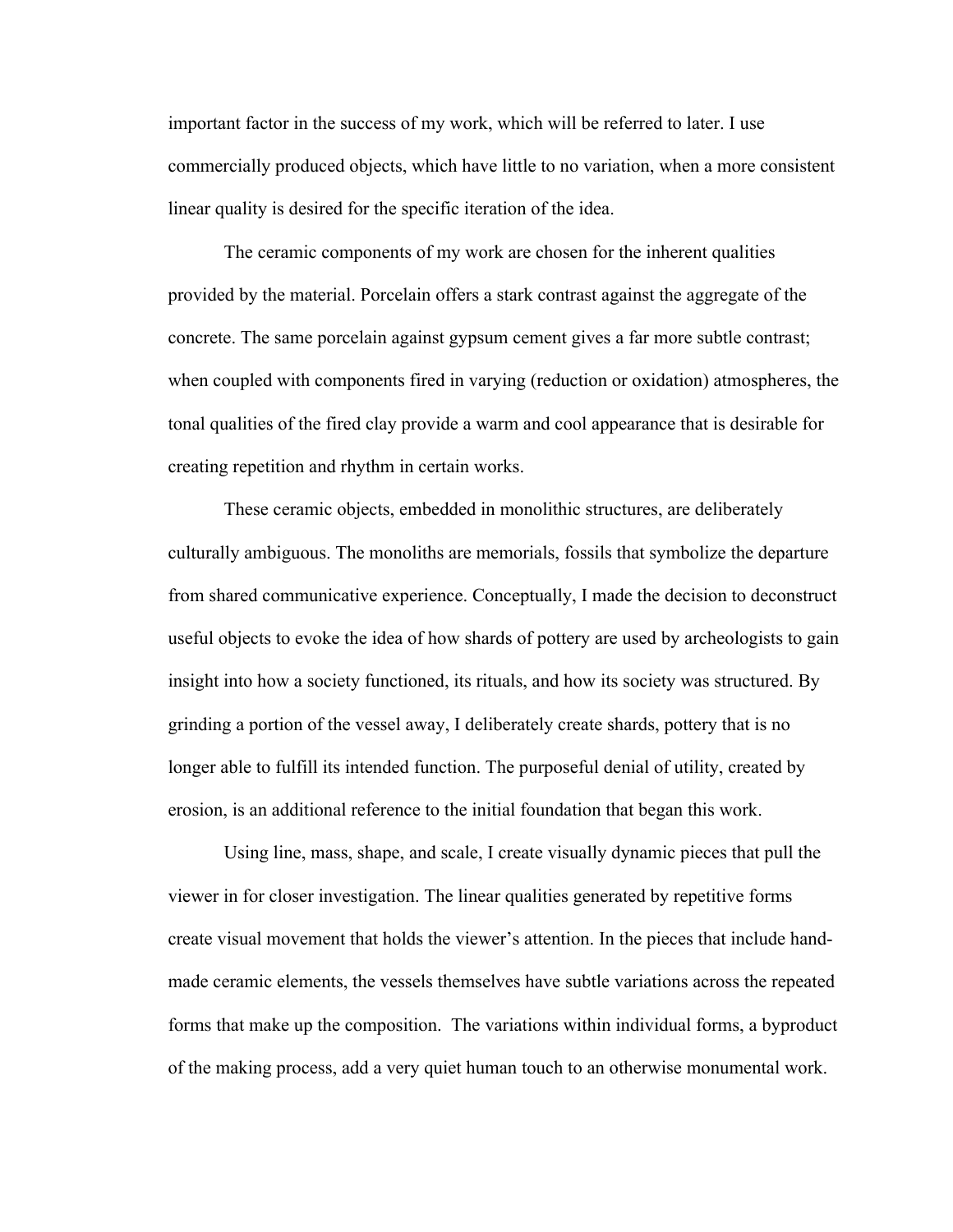important factor in the success of my work, which will be referred to later. I use commercially produced objects, which have little to no variation, when a more consistent linear quality is desired for the specific iteration of the idea.

The ceramic components of my work are chosen for the inherent qualities provided by the material. Porcelain offers a stark contrast against the aggregate of the concrete. The same porcelain against gypsum cement gives a far more subtle contrast; when coupled with components fired in varying (reduction or oxidation) atmospheres, the tonal qualities of the fired clay provide a warm and cool appearance that is desirable for creating repetition and rhythm in certain works.

These ceramic objects, embedded in monolithic structures, are deliberately culturally ambiguous. The monoliths are memorials, fossils that symbolize the departure from shared communicative experience. Conceptually, I made the decision to deconstruct useful objects to evoke the idea of how shards of pottery are used by archeologists to gain insight into how a society functioned, its rituals, and how its society was structured. By grinding a portion of the vessel away, I deliberately create shards, pottery that is no longer able to fulfill its intended function. The purposeful denial of utility, created by erosion, is an additional reference to the initial foundation that began this work.

Using line, mass, shape, and scale, I create visually dynamic pieces that pull the viewer in for closer investigation. The linear qualities generated by repetitive forms create visual movement that holds the viewer's attention. In the pieces that include hand-made ceramic elements, the vessels themselves have subtle variations across the repeated forms that make up the composition. The variations within individual forms, a byproduct of the making process, add a very quiet human touch to an otherwise monumental work.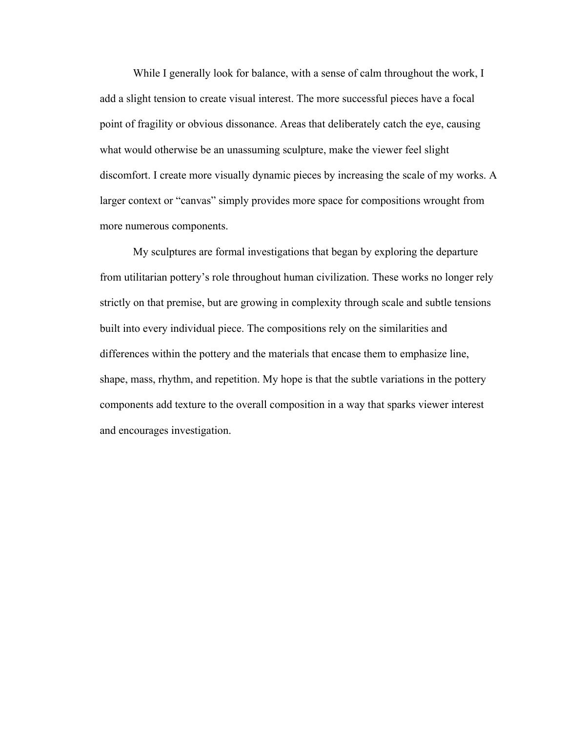While I generally look for balance, with a sense of calm throughout the work, I add a slight tension to create visual interest. The more successful pieces have a focal point of fragility or obvious dissonance. Areas that deliberately catch the eye, causing what would otherwise be an unassuming sculpture, make the viewer feel slight discomfort. I create more visually dynamic pieces by increasing the scale of my works. A larger context or "canvas" simply provides more space for compositions wrought from more numerous components.

My sculptures are formal investigations that began by exploring the departure from utilitarian pottery's role throughout human civilization. These works no longer rely strictly on that premise, but are growing in complexity through scale and subtle tensions built into every individual piece. The compositions rely on the similarities and differences within the pottery and the materials that encase them to emphasize line, shape, mass, rhythm, and repetition. My hope is that the subtle variations in the pottery components add texture to the overall composition in a way that sparks viewer interest and encourages investigation.